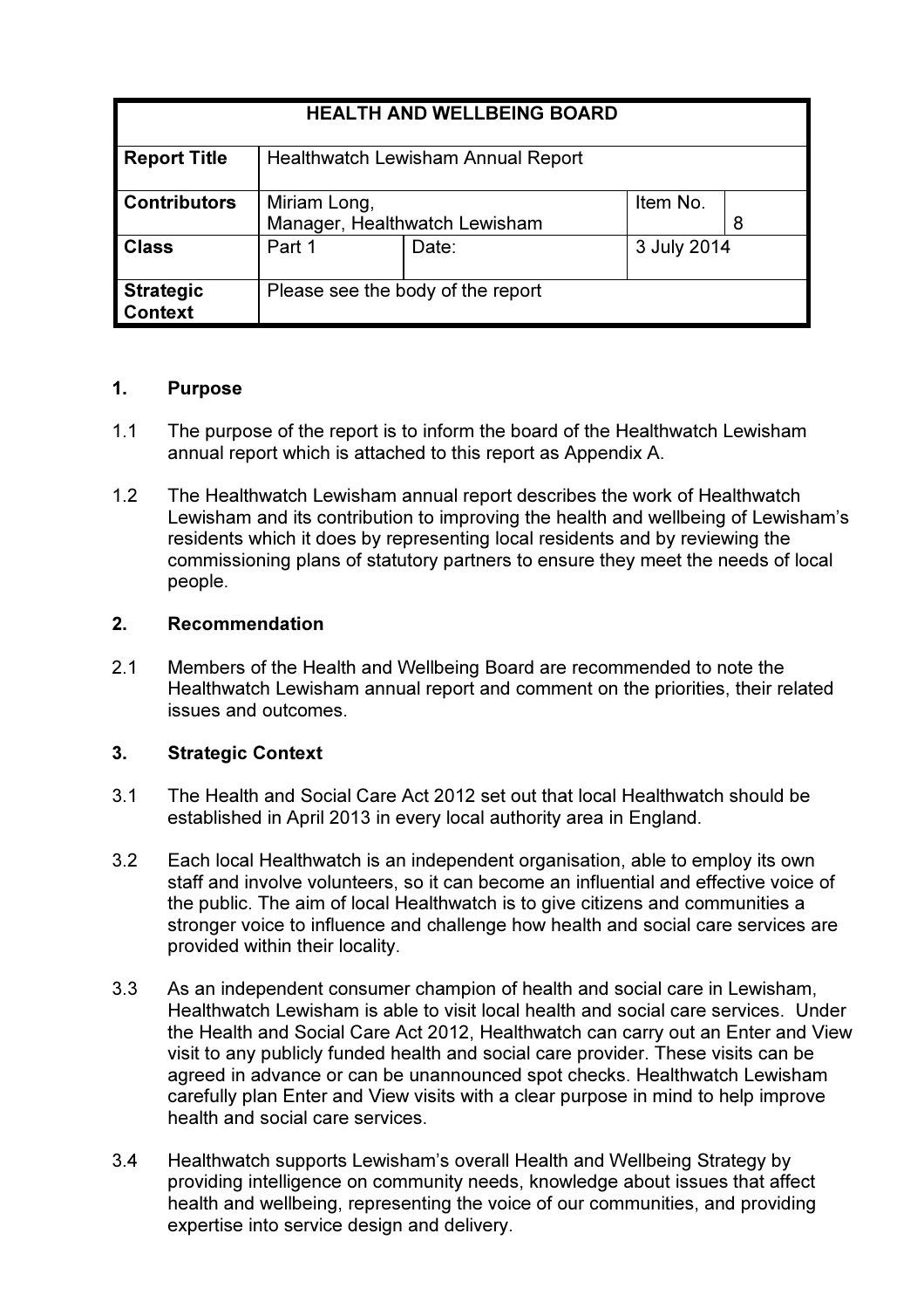| HEALTH AND WELLBEING BOARD | | | | |
|---|---|---|---|---|
| **Report Title** | Healthwatch Lewisham Annual Report | | | |
| **Contributors** | Miriam Long, Manager, Healthwatch Lewisham | | Item No. | 8 |
| **Class** | Part 1 | Date: | 3 July 2014 | |
| **Strategic Context** | Please see the body of the report | | | |

## 1. Purpose

1.1 The purpose of the report is to inform the board of the Healthwatch Lewisham annual report which is attached to this report as Appendix A.

1.2 The Healthwatch Lewisham annual report describes the work of Healthwatch Lewisham and its contribution to improving the health and wellbeing of Lewisham's residents which it does by representing local residents and by reviewing the commissioning plans of statutory partners to ensure they meet the needs of local people.

## 2. Recommendation

2.1 Members of the Health and Wellbeing Board are recommended to note the Healthwatch Lewisham annual report and comment on the priorities, their related issues and outcomes.

## 3. Strategic Context

3.1 The Health and Social Care Act 2012 set out that local Healthwatch should be established in April 2013 in every local authority area in England.

3.2 Each local Healthwatch is an independent organisation, able to employ its own staff and involve volunteers, so it can become an influential and effective voice of the public. The aim of local Healthwatch is to give citizens and communities a stronger voice to influence and challenge how health and social care services are provided within their locality.

3.3 As an independent consumer champion of health and social care in Lewisham, Healthwatch Lewisham is able to visit local health and social care services. Under the Health and Social Care Act 2012, Healthwatch can carry out an Enter and View visit to any publicly funded health and social care provider. These visits can be agreed in advance or can be unannounced spot checks. Healthwatch Lewisham carefully plan Enter and View visits with a clear purpose in mind to help improve health and social care services.

3.4 Healthwatch supports Lewisham's overall Health and Wellbeing Strategy by providing intelligence on community needs, knowledge about issues that affect health and wellbeing, representing the voice of our communities, and providing expertise into service design and delivery.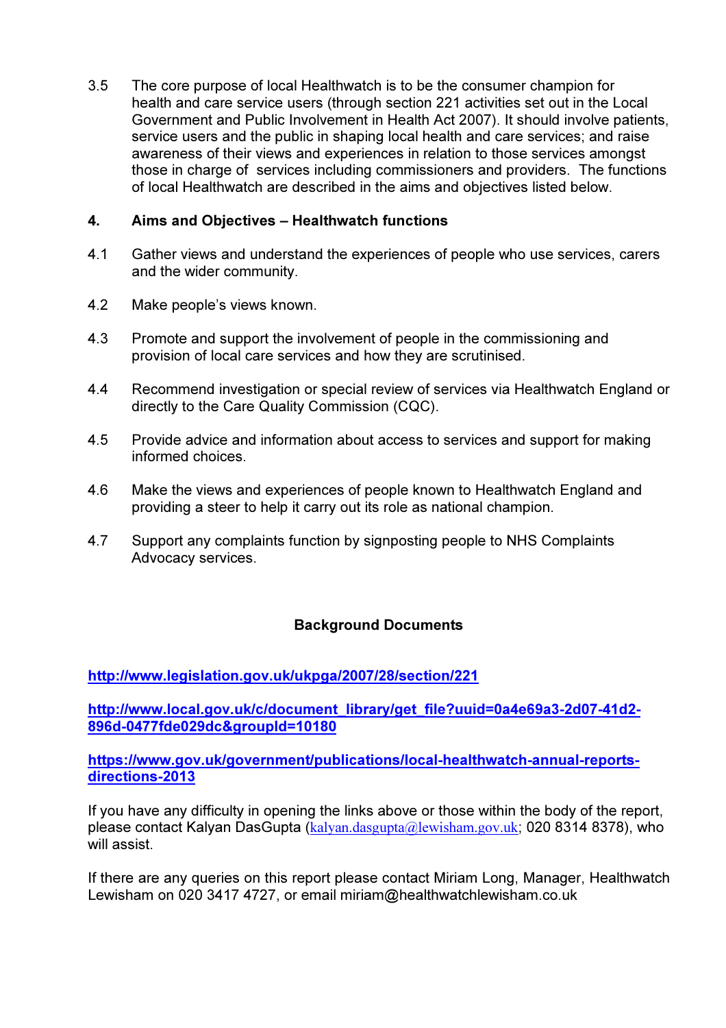3.5 The core purpose of local Healthwatch is to be the consumer champion for health and care service users (through section 221 activities set out in the Local Government and Public Involvement in Health Act 2007). It should involve patients, service users and the public in shaping local health and care services; and raise awareness of their views and experiences in relation to those services amongst those in charge of services including commissioners and providers. The functions of local Healthwatch are described in the aims and objectives listed below.

## 4. Aims and Objectives – Healthwatch functions

4.1 Gather views and understand the experiences of people who use services, carers and the wider community.

4.2 Make people's views known.

4.3 Promote and support the involvement of people in the commissioning and provision of local care services and how they are scrutinised.

4.4 Recommend investigation or special review of services via Healthwatch England or directly to the Care Quality Commission (CQC).

4.5 Provide advice and information about access to services and support for making informed choices.

4.6 Make the views and experiences of people known to Healthwatch England and providing a steer to help it carry out its role as national champion.

4.7 Support any complaints function by signposting people to NHS Complaints Advocacy services.

## Background Documents

**http://www.legislation.gov.uk/ukpga/2007/28/section/221**

**http://www.local.gov.uk/c/document_library/get_file?uuid=0a4e69a3-2d07-41d2-896d-0477fde029dc&groupId=10180**

**https://www.gov.uk/government/publications/local-healthwatch-annual-reports-directions-2013**

If you have any difficulty in opening the links above or those within the body of the report, please contact Kalyan DasGupta (kalyan.dasgupta@lewisham.gov.uk; 020 8314 8378), who will assist.

If there are any queries on this report please contact Miriam Long, Manager, Healthwatch Lewisham on 020 3417 4727, or email miriam@healthwatchlewisham.co.uk